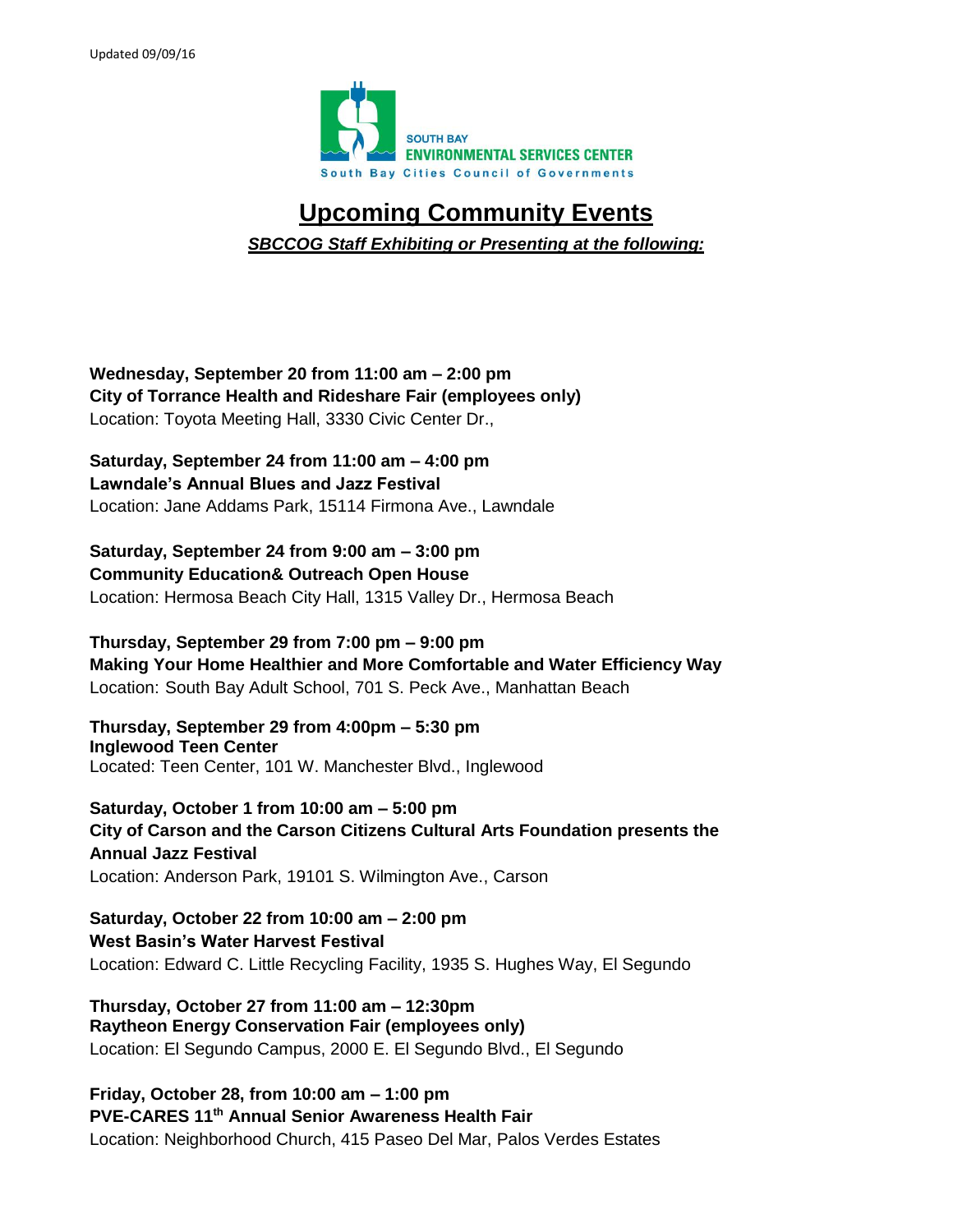Updated 09/09/16

SOUTH BAY
ENVIRONMENTAL SERVICES CENTER
South Bay Cities Council of Governments

# Upcoming Community Events

***SBCCOG Staff Exhibiting or Presenting at the following:***

**Wednesday, September 20 from 11:00 am – 2:00 pm**
**City of Torrance Health and Rideshare Fair (employees only)**
Location: Toyota Meeting Hall, 3330 Civic Center Dr.,

**Saturday, September 24 from 11:00 am – 4:00 pm**
**Lawndale's Annual Blues and Jazz Festival**
Location: Jane Addams Park, 15114 Firmona Ave., Lawndale

**Saturday, September 24 from 9:00 am – 3:00 pm**
**Community Education& Outreach Open House**
Location: Hermosa Beach City Hall, 1315 Valley Dr., Hermosa Beach

**Thursday, September 29 from 7:00 pm – 9:00 pm**
**Making Your Home Healthier and More Comfortable and Water Efficiency Way**
Location: South Bay Adult School, 701 S. Peck Ave., Manhattan Beach

**Thursday, September 29 from 4:00pm – 5:30 pm**
**Inglewood Teen Center**
Located: Teen Center, 101 W. Manchester Blvd., Inglewood

**Saturday, October 1 from 10:00 am – 5:00 pm**
**City of Carson and the Carson Citizens Cultural Arts Foundation presents the Annual Jazz Festival**
Location: Anderson Park, 19101 S. Wilmington Ave., Carson

**Saturday, October 22 from 10:00 am – 2:00 pm**
**West Basin's Water Harvest Festival**
Location: Edward C. Little Recycling Facility, 1935 S. Hughes Way, El Segundo

**Thursday, October 27 from 11:00 am – 12:30pm**
**Raytheon Energy Conservation Fair (employees only)**
Location: El Segundo Campus, 2000 E. El Segundo Blvd., El Segundo

**Friday, October 28, from 10:00 am – 1:00 pm**
**PVE-CARES 11th Annual Senior Awareness Health Fair**
Location: Neighborhood Church, 415 Paseo Del Mar, Palos Verdes Estates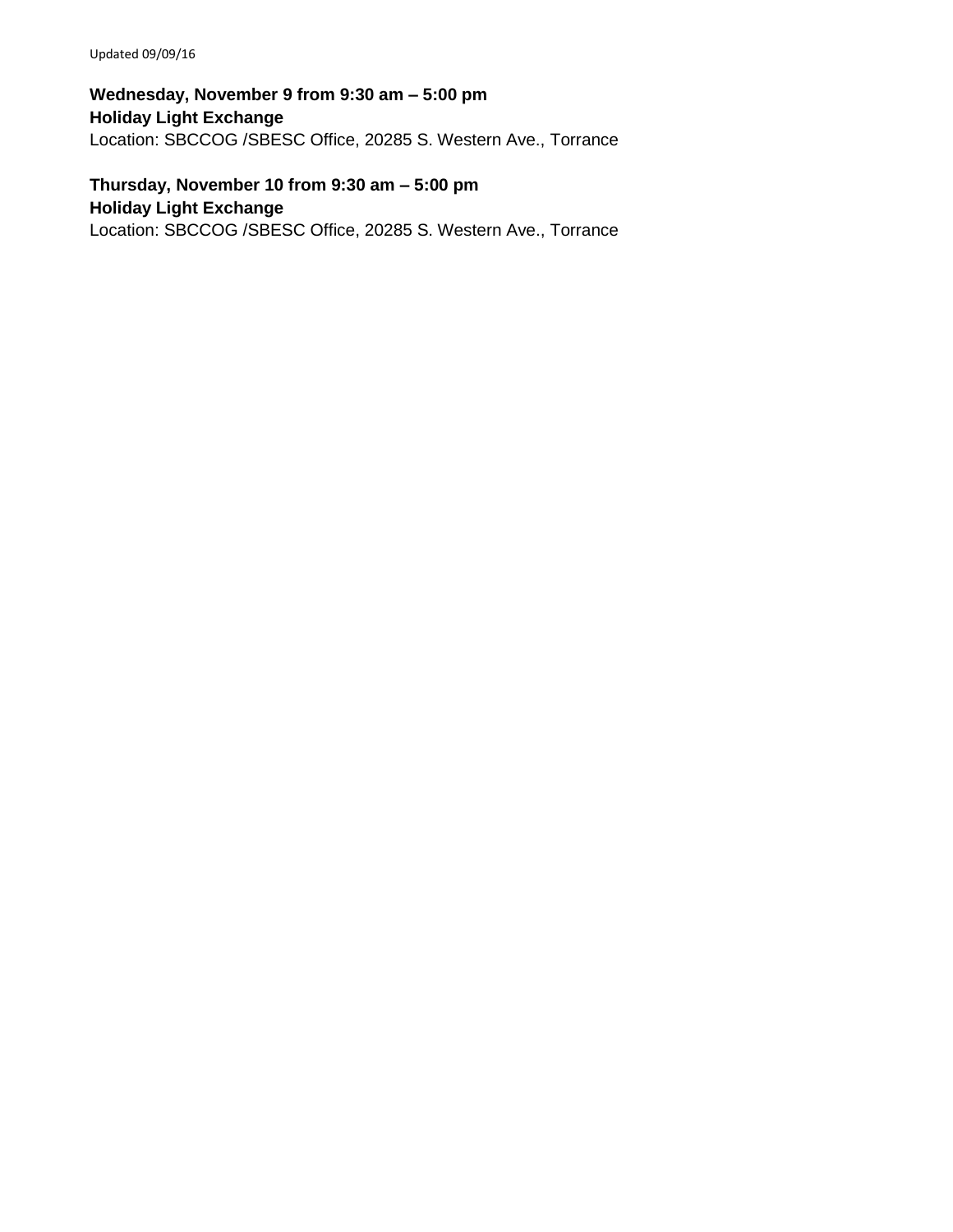**Wednesday, November 9 from 9:30 am – 5:00 pm**
**Holiday Light Exchange**
Location: SBCCOG /SBESC Office, 20285 S. Western Ave., Torrance

**Thursday, November 10 from 9:30 am – 5:00 pm**
**Holiday Light Exchange**
Location: SBCCOG /SBESC Office, 20285 S. Western Ave., Torrance